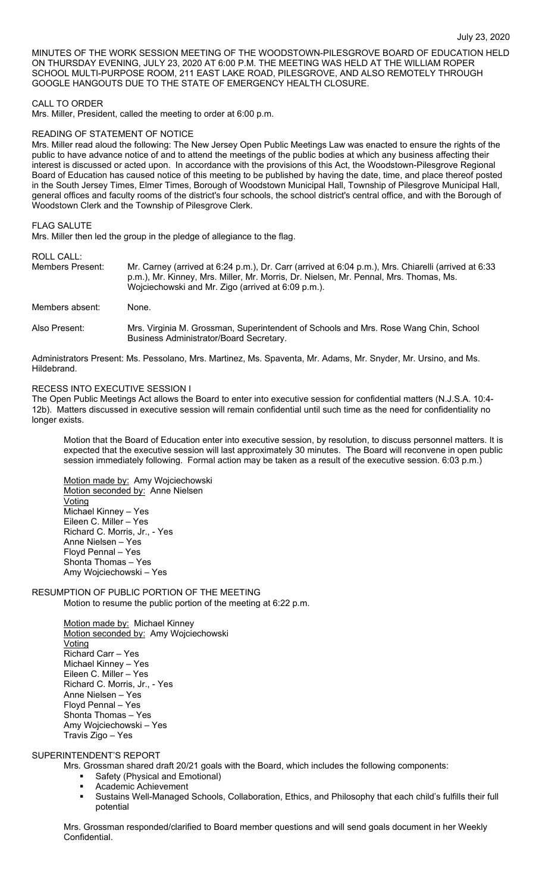MINUTES OF THE WORK SESSION MEETING OF THE WOODSTOWN-PILESGROVE BOARD OF EDUCATION HELD ON THURSDAY EVENING, JULY 23, 2020 AT 6:00 P.M. THE MEETING WAS HELD AT THE WILLIAM ROPER SCHOOL MULTI-PURPOSE ROOM, 211 EAST LAKE ROAD, PILESGROVE, AND ALSO REMOTELY THROUGH GOOGLE HANGOUTS DUE TO THE STATE OF EMERGENCY HEALTH CLOSURE.

## CALL TO ORDER

Mrs. Miller, President, called the meeting to order at 6:00 p.m.

## READING OF STATEMENT OF NOTICE

Mrs. Miller read aloud the following: The New Jersey Open Public Meetings Law was enacted to ensure the rights of the public to have advance notice of and to attend the meetings of the public bodies at which any business affecting their interest is discussed or acted upon. In accordance with the provisions of this Act, the Woodstown-Pilesgrove Regional Board of Education has caused notice of this meeting to be published by having the date, time, and place thereof posted in the South Jersey Times, Elmer Times, Borough of Woodstown Municipal Hall, Township of Pilesgrove Municipal Hall, general offices and faculty rooms of the district's four schools, the school district's central office, and with the Borough of Woodstown Clerk and the Township of Pilesgrove Clerk.

## FLAG SALUTE

Mrs. Miller then led the group in the pledge of allegiance to the flag.

## ROLL CALL:

Members Present: Mr. Carney (arrived at 6:24 p.m.), Dr. Carr (arrived at 6:04 p.m.), Mrs. Chiarelli (arrived at 6:33 p.m.), Mr. Kinney, Mrs. Miller, Mr. Morris, Dr. Nielsen, Mr. Pennal, Mrs. Thomas, Ms. Wojciechowski and Mr. Zigo (arrived at 6:09 p.m.).

Members absent: None.

Also Present: Mrs. Virginia M. Grossman, Superintendent of Schools and Mrs. Rose Wang Chin, School Business Administrator/Board Secretary.

Administrators Present: Ms. Pessolano, Mrs. Martinez, Ms. Spaventa, Mr. Adams, Mr. Snyder, Mr. Ursino, and Ms. Hildebrand.

## RECESS INTO EXECUTIVE SESSION I

The Open Public Meetings Act allows the Board to enter into executive session for confidential matters (N.J.S.A. 10:4-12b). Matters discussed in executive session will remain confidential until such time as the need for confidentiality no longer exists.

Motion that the Board of Education enter into executive session, by resolution, to discuss personnel matters. It is expected that the executive session will last approximately 30 minutes. The Board will reconvene in open public session immediately following. Formal action may be taken as a result of the executive session. 6:03 p.m.)

Motion made by: Amy Wojciechowski
Motion seconded by: Anne Nielsen
Voting
Michael Kinney – Yes
Eileen C. Miller – Yes
Richard C. Morris, Jr., - Yes
Anne Nielsen – Yes
Floyd Pennal – Yes
Shonta Thomas – Yes
Amy Wojciechowski – Yes

## RESUMPTION OF PUBLIC PORTION OF THE MEETING

Motion to resume the public portion of the meeting at 6:22 p.m.

Motion made by: Michael Kinney
Motion seconded by: Amy Wojciechowski
Voting
Richard Carr – Yes
Michael Kinney – Yes
Eileen C. Miller – Yes
Richard C. Morris, Jr., - Yes
Anne Nielsen – Yes
Floyd Pennal – Yes
Shonta Thomas – Yes
Amy Wojciechowski – Yes
Travis Zigo – Yes

## SUPERINTENDENT'S REPORT

Mrs. Grossman shared draft 20/21 goals with the Board, which includes the following components:

- Safety (Physical and Emotional)
- Academic Achievement
- Sustains Well-Managed Schools, Collaboration, Ethics, and Philosophy that each child's fulfills their full potential

Mrs. Grossman responded/clarified to Board member questions and will send goals document in her Weekly Confidential.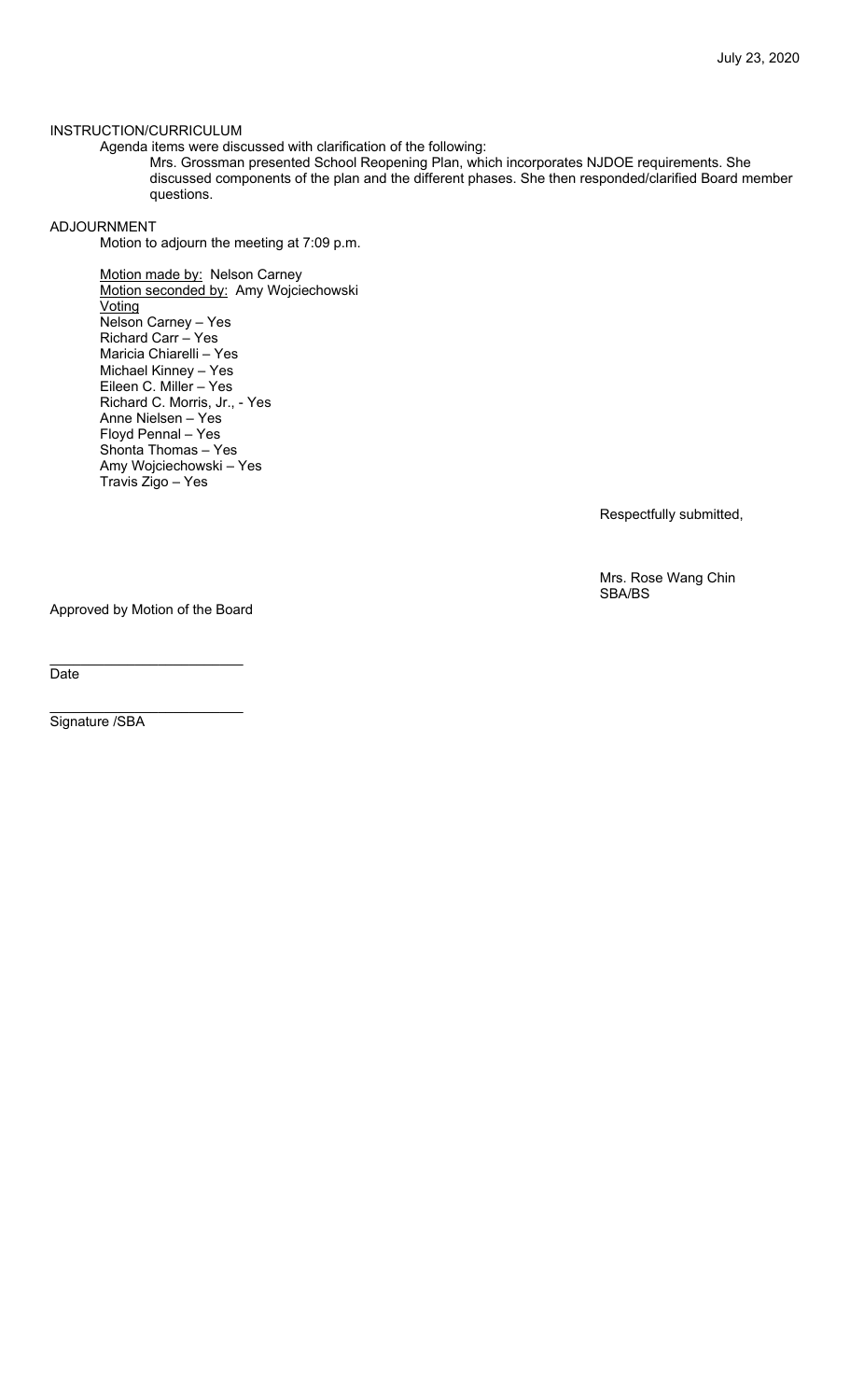INSTRUCTION/CURRICULUM

Agenda items were discussed with clarification of the following:

Mrs. Grossman presented School Reopening Plan, which incorporates NJDOE requirements. She discussed components of the plan and the different phases. She then responded/clarified Board member questions.

ADJOURNMENT

Motion to adjourn the meeting at 7:09 p.m.

Motion made by: Nelson Carney
Motion seconded by: Amy Wojciechowski
Voting
Nelson Carney – Yes
Richard Carr – Yes
Maricia Chiarelli – Yes
Michael Kinney – Yes
Eileen C. Miller – Yes
Richard C. Morris, Jr., - Yes
Anne Nielsen – Yes
Floyd Pennal – Yes
Shonta Thomas – Yes
Amy Wojciechowski – Yes
Travis Zigo – Yes

Respectfully submitted,

Mrs. Rose Wang Chin
SBA/BS

Approved by Motion of the Board

\_\_\_\_\_\_\_\_\_\_\_\_\_\_\_\_\_\_\_\_\_\_\_\_\_\_
Date

\_\_\_\_\_\_\_\_\_\_\_\_\_\_\_\_\_\_\_\_\_\_\_\_\_\_
Signature /SBA